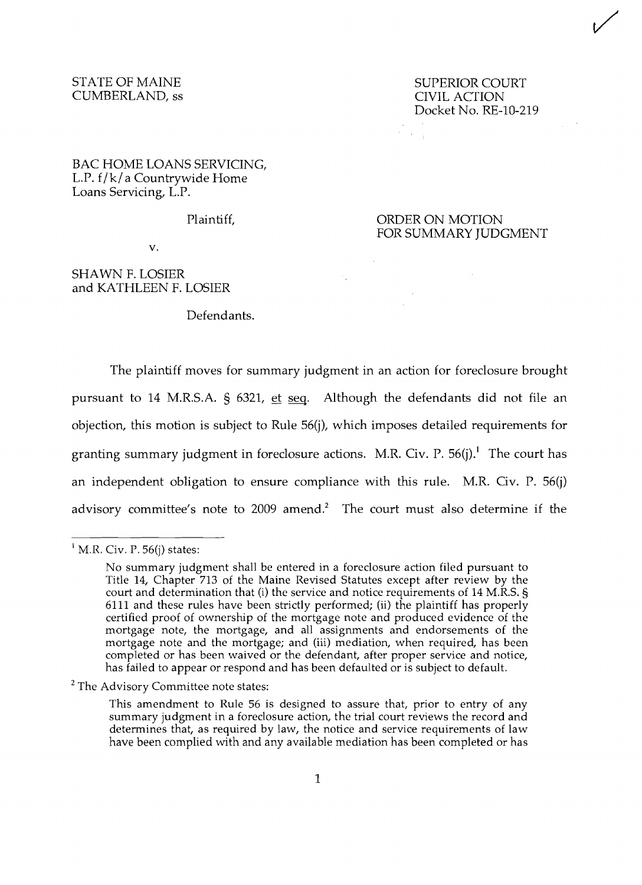STATE OF MAINE
CUMBERLAND, ss

SUPERIOR COURT
CIVIL ACTION
Docket No. RE-10-219

BAC HOME LOANS SERVICING, L.P. f/k/a Countrywide Home Loans Servicing, L.P.

Plaintiff,

v.

SHAWN F. LOSIER and KATHLEEN F. LOSIER

Defendants.

ORDER ON MOTION FOR SUMMARY JUDGMENT

The plaintiff moves for summary judgment in an action for foreclosure brought pursuant to 14 M.R.S.A. § 6321, et seq. Although the defendants did not file an objection, this motion is subject to Rule 56(j), which imposes detailed requirements for granting summary judgment in foreclosure actions. M.R. Civ. P. 56(j).[1] The court has an independent obligation to ensure compliance with this rule. M.R. Civ. P. 56(j) advisory committee's note to 2009 amend.[2] The court must also determine if the

---

[1] M.R. Civ. P. 56(j) states:

> No summary judgment shall be entered in a foreclosure action filed pursuant to Title 14, Chapter 713 of the Maine Revised Statutes except after review by the court and determination that (i) the service and notice requirements of 14 M.R.S. § 6111 and these rules have been strictly performed; (ii) the plaintiff has properly certified proof of ownership of the mortgage note and produced evidence of the mortgage note, the mortgage, and all assignments and endorsements of the mortgage note and the mortgage; and (iii) mediation, when required, has been completed or has been waived or the defendant, after proper service and notice, has failed to appear or respond and has been defaulted or is subject to default.

[2] The Advisory Committee note states:

> This amendment to Rule 56 is designed to assure that, prior to entry of any summary judgment in a foreclosure action, the trial court reviews the record and determines that, as required by law, the notice and service requirements of law have been complied with and any available mediation has been completed or has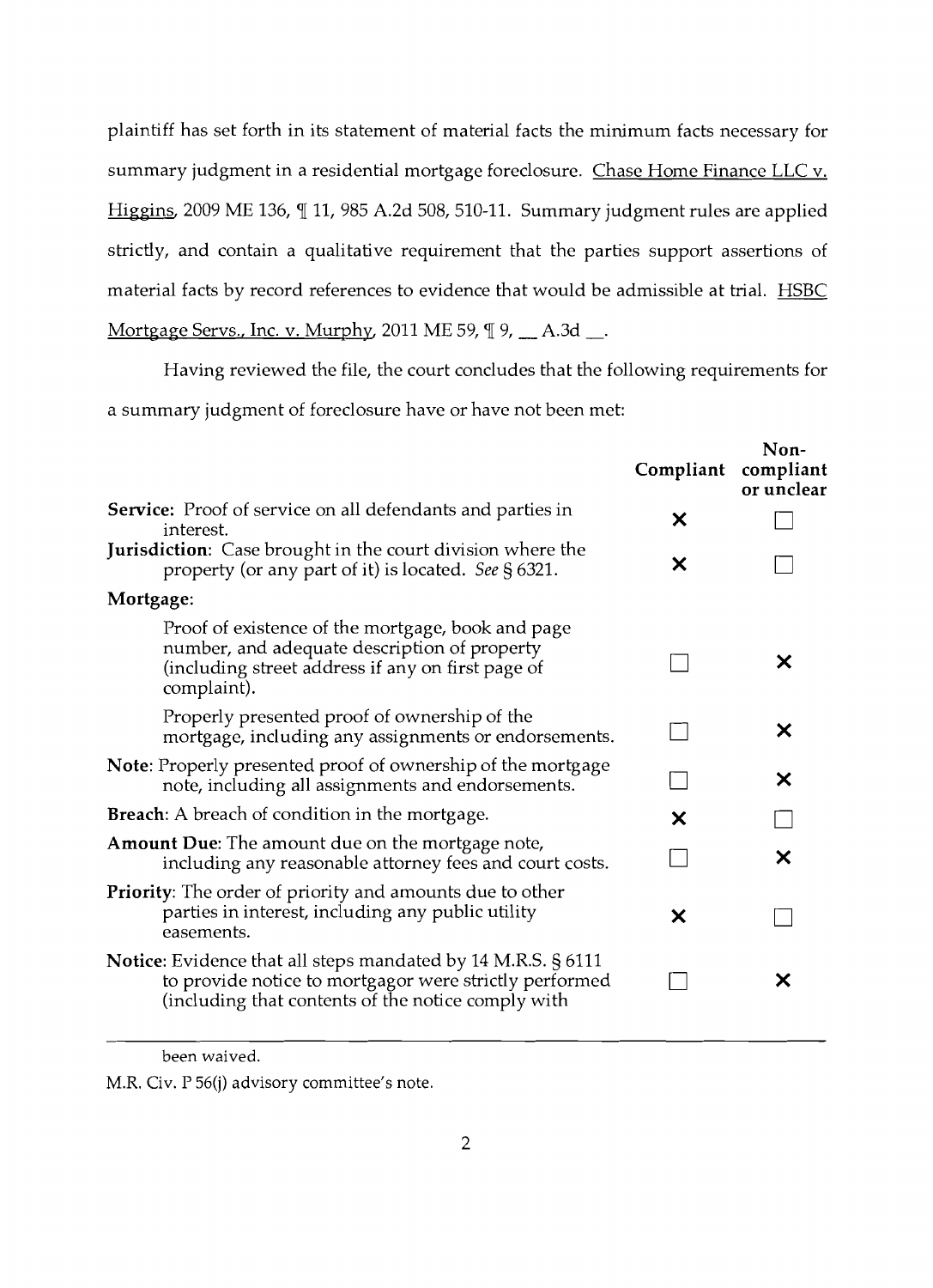plaintiff has set forth in its statement of material facts the minimum facts necessary for summary judgment in a residential mortgage foreclosure. Chase Home Finance LLC v. Higgins, 2009 ME 136, ¶ 11, 985 A.2d 508, 510-11. Summary judgment rules are applied strictly, and contain a qualitative requirement that the parties support assertions of material facts by record references to evidence that would be admissible at trial. HSBC Mortgage Servs., Inc. v. Murphy, 2011 ME 59, ¶ 9, __ A.3d __.

Having reviewed the file, the court concludes that the following requirements for a summary judgment of foreclosure have or have not been met:

| | Compliant | Non-compliant or unclear |
|---|---|---|
| **Service:** Proof of service on all defendants and parties in interest. | X | ☐ |
| **Jurisdiction**: Case brought in the court division where the property (or any part of it) is located. *See* § 6321. | X | ☐ |
| **Mortgage**: | | |
| Proof of existence of the mortgage, book and page number, and adequate description of property (including street address if any on first page of complaint). | ☐ | X |
| Properly presented proof of ownership of the mortgage, including any assignments or endorsements. | ☐ | X |
| **Note**: Properly presented proof of ownership of the mortgage note, including all assignments and endorsements. | ☐ | X |
| **Breach**: A breach of condition in the mortgage. | X | ☐ |
| **Amount Due**: The amount due on the mortgage note, including any reasonable attorney fees and court costs. | ☐ | X |
| **Priority**: The order of priority and amounts due to other parties in interest, including any public utility easements. | X | ☐ |
| **Notice**: Evidence that all steps mandated by 14 M.R.S. § 6111 to provide notice to mortgagor were strictly performed (including that contents of the notice comply with | ☐ | X |

---

been waived.

M.R. Civ. P 56(j) advisory committee's note.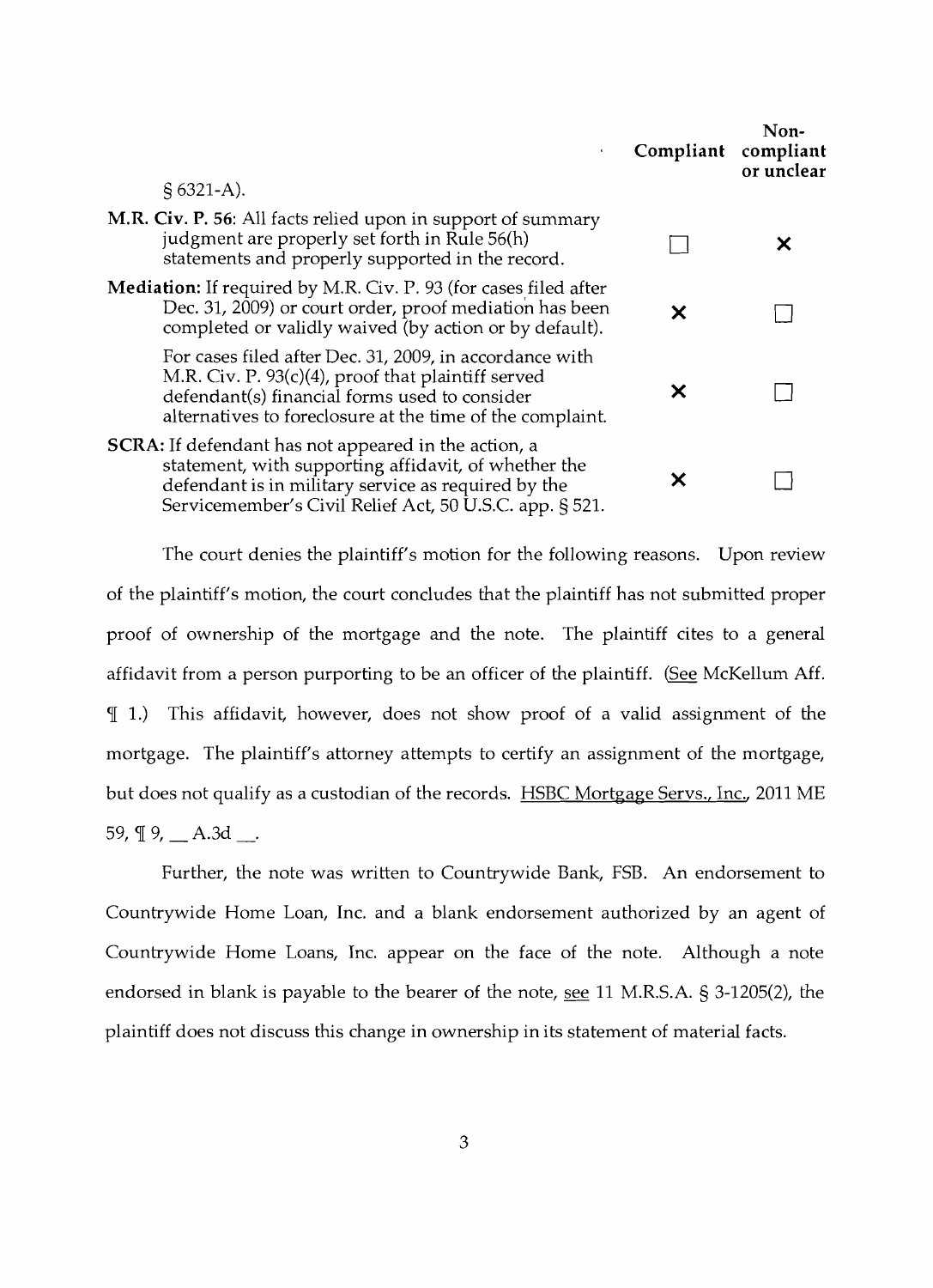| | Compliant | Non-compliant or unclear |
|---|---|---|
| § 6321-A). | | |
| **M.R. Civ. P. 56**: All facts relied upon in support of summary judgment are properly set forth in Rule 56(h) statements and properly supported in the record. | ☐ | ✕ |
| **Mediation:** If required by M.R. Civ. P. 93 (for cases filed after Dec. 31, 2009) or court order, proof mediation has been completed or validly waived (by action or by default). | ✕ | ☐ |
| For cases filed after Dec. 31, 2009, in accordance with M.R. Civ. P. 93(c)(4), proof that plaintiff served defendant(s) financial forms used to consider alternatives to foreclosure at the time of the complaint. | ✕ | ☐ |
| **SCRA:** If defendant has not appeared in the action, a statement, with supporting affidavit, of whether the defendant is in military service as required by the Servicemember's Civil Relief Act, 50 U.S.C. app. § 521. | ✕ | ☐ |

The court denies the plaintiff's motion for the following reasons. Upon review of the plaintiff's motion, the court concludes that the plaintiff has not submitted proper proof of ownership of the mortgage and the note. The plaintiff cites to a general affidavit from a person purporting to be an officer of the plaintiff. (See McKellum Aff. ¶ 1.) This affidavit, however, does not show proof of a valid assignment of the mortgage. The plaintiff's attorney attempts to certify an assignment of the mortgage, but does not qualify as a custodian of the records. HSBC Mortgage Servs., Inc., 2011 ME 59, ¶ 9, __ A.3d __.

Further, the note was written to Countrywide Bank, FSB. An endorsement to Countrywide Home Loan, Inc. and a blank endorsement authorized by an agent of Countrywide Home Loans, Inc. appear on the face of the note. Although a note endorsed in blank is payable to the bearer of the note, see 11 M.R.S.A. § 3-1205(2), the plaintiff does not discuss this change in ownership in its statement of material facts.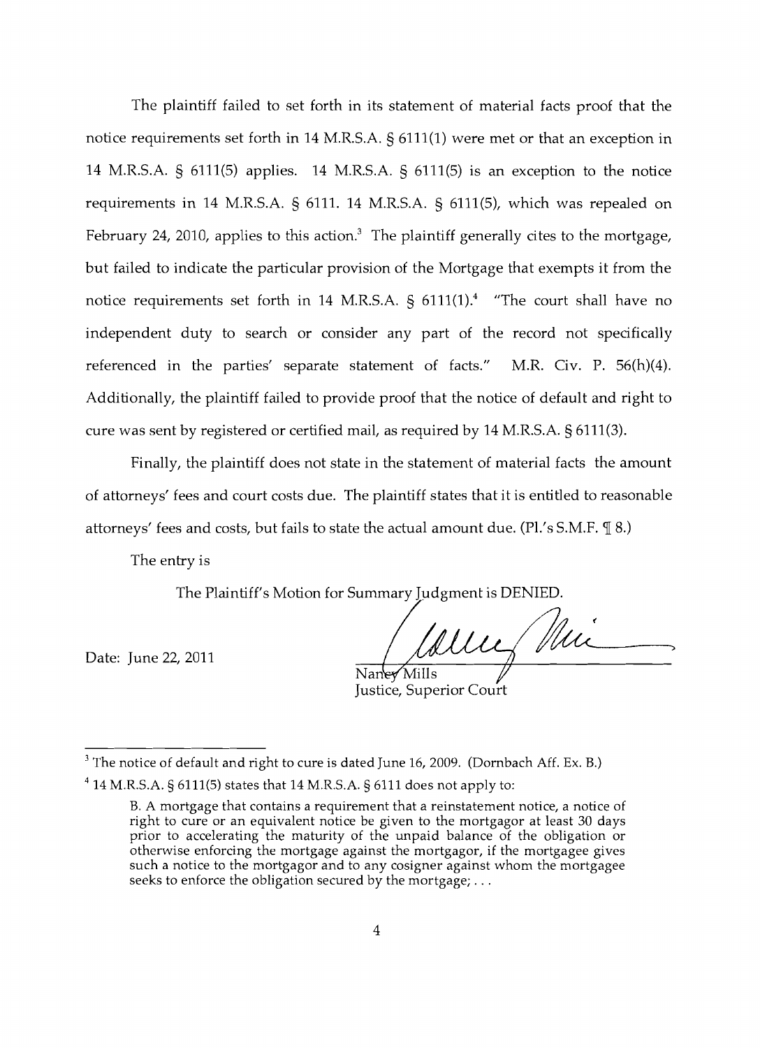The plaintiff failed to set forth in its statement of material facts proof that the notice requirements set forth in 14 M.R.S.A. § 6111(1) were met or that an exception in 14 M.R.S.A. § 6111(5) applies. 14 M.R.S.A. § 6111(5) is an exception to the notice requirements in 14 M.R.S.A. § 6111. 14 M.R.S.A. § 6111(5), which was repealed on February 24, 2010, applies to this action.[3] The plaintiff generally cites to the mortgage, but failed to indicate the particular provision of the Mortgage that exempts it from the notice requirements set forth in 14 M.R.S.A. § 6111(1).[4] "The court shall have no independent duty to search or consider any part of the record not specifically referenced in the parties' separate statement of facts." M.R. Civ. P. 56(h)(4). Additionally, the plaintiff failed to provide proof that the notice of default and right to cure was sent by registered or certified mail, as required by 14 M.R.S.A. § 6111(3).

Finally, the plaintiff does not state in the statement of material facts the amount of attorneys' fees and court costs due. The plaintiff states that it is entitled to reasonable attorneys' fees and costs, but fails to state the actual amount due. (Pl.'s S.M.F. ¶ 8.)

The entry is

The Plaintiff's Motion for Summary Judgment is DENIED.

Date: June 22, 2011

Nancy Mills
Justice, Superior Court

---

[3] The notice of default and right to cure is dated June 16, 2009. (Dornbach Aff. Ex. B.)

[4] 14 M.R.S.A. § 6111(5) states that 14 M.R.S.A. § 6111 does not apply to:

> B. A mortgage that contains a requirement that a reinstatement notice, a notice of right to cure or an equivalent notice be given to the mortgagor at least 30 days prior to accelerating the maturity of the unpaid balance of the obligation or otherwise enforcing the mortgage against the mortgagor, if the mortgagee gives such a notice to the mortgagor and to any cosigner against whom the mortgagee seeks to enforce the obligation secured by the mortgage; . . .